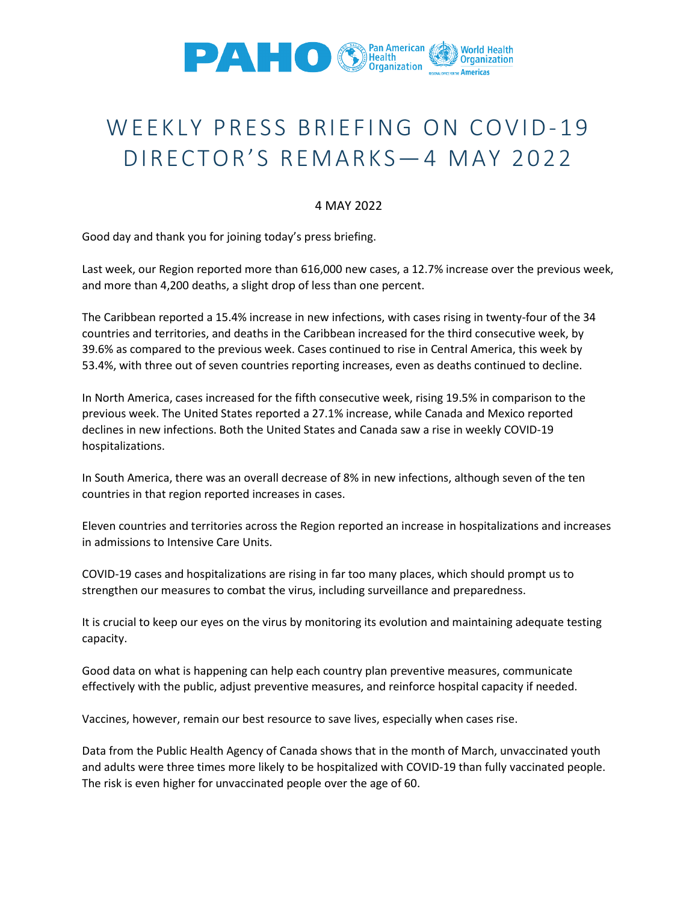# WEEKLY PRESS BRIEFING ON COVID-19 DIRECTOR'S REMARKS—4 MAY 2022

4 MAY 2022

Good day and thank you for joining today's press briefing.

Last week, our Region reported more than 616,000 new cases, a 12.7% increase over the previous week, and more than 4,200 deaths, a slight drop of less than one percent.

The Caribbean reported a 15.4% increase in new infections, with cases rising in twenty-four of the 34 countries and territories, and deaths in the Caribbean increased for the third consecutive week, by 39.6% as compared to the previous week. Cases continued to rise in Central America, this week by 53.4%, with three out of seven countries reporting increases, even as deaths continued to decline.

In North America, cases increased for the fifth consecutive week, rising 19.5% in comparison to the previous week. The United States reported a 27.1% increase, while Canada and Mexico reported declines in new infections. Both the United States and Canada saw a rise in weekly COVID-19 hospitalizations.

In South America, there was an overall decrease of 8% in new infections, although seven of the ten countries in that region reported increases in cases.

Eleven countries and territories across the Region reported an increase in hospitalizations and increases in admissions to Intensive Care Units.

COVID-19 cases and hospitalizations are rising in far too many places, which should prompt us to strengthen our measures to combat the virus, including surveillance and preparedness.

It is crucial to keep our eyes on the virus by monitoring its evolution and maintaining adequate testing capacity.

Good data on what is happening can help each country plan preventive measures, communicate effectively with the public, adjust preventive measures, and reinforce hospital capacity if needed.

Vaccines, however, remain our best resource to save lives, especially when cases rise.

Data from the Public Health Agency of Canada shows that in the month of March, unvaccinated youth and adults were three times more likely to be hospitalized with COVID-19 than fully vaccinated people. The risk is even higher for unvaccinated people over the age of 60.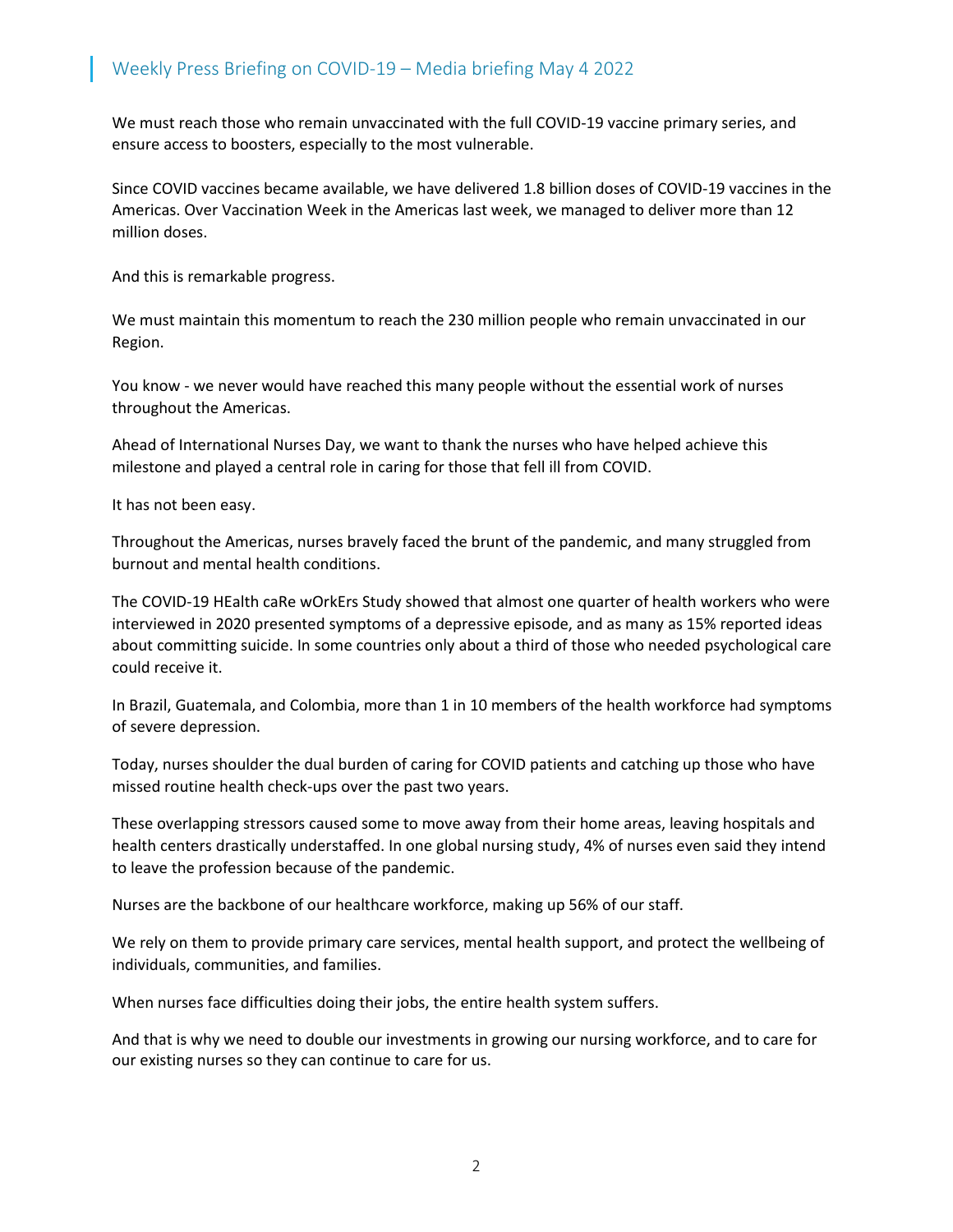We must reach those who remain unvaccinated with the full COVID-19 vaccine primary series, and ensure access to boosters, especially to the most vulnerable.

Since COVID vaccines became available, we have delivered 1.8 billion doses of COVID-19 vaccines in the Americas. Over Vaccination Week in the Americas last week, we managed to deliver more than 12 million doses.

And this is remarkable progress.

We must maintain this momentum to reach the 230 million people who remain unvaccinated in our Region.

You know - we never would have reached this many people without the essential work of nurses throughout the Americas.

Ahead of International Nurses Day, we want to thank the nurses who have helped achieve this milestone and played a central role in caring for those that fell ill from COVID.

It has not been easy.

Throughout the Americas, nurses bravely faced the brunt of the pandemic, and many struggled from burnout and mental health conditions.

The COVID-19 HEalth caRe wOrkErs Study showed that almost one quarter of health workers who were interviewed in 2020 presented symptoms of a depressive episode, and as many as 15% reported ideas about committing suicide. In some countries only about a third of those who needed psychological care could receive it.

In Brazil, Guatemala, and Colombia, more than 1 in 10 members of the health workforce had symptoms of severe depression.

Today, nurses shoulder the dual burden of caring for COVID patients and catching up those who have missed routine health check-ups over the past two years.

These overlapping stressors caused some to move away from their home areas, leaving hospitals and health centers drastically understaffed. In one global nursing study, 4% of nurses even said they intend to leave the profession because of the pandemic.

Nurses are the backbone of our healthcare workforce, making up 56% of our staff.

We rely on them to provide primary care services, mental health support, and protect the wellbeing of individuals, communities, and families.

When nurses face difficulties doing their jobs, the entire health system suffers.

And that is why we need to double our investments in growing our nursing workforce, and to care for our existing nurses so they can continue to care for us.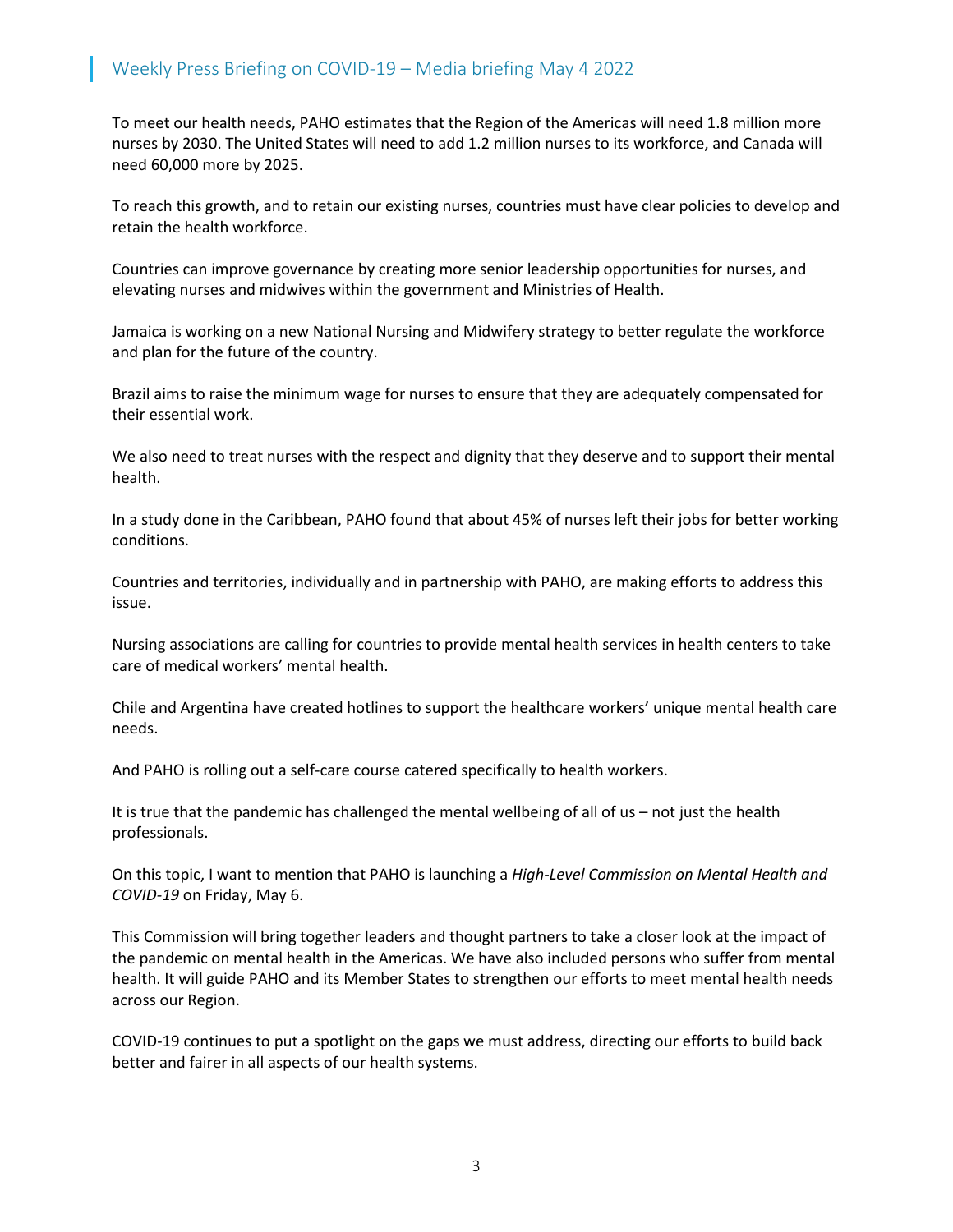To meet our health needs, PAHO estimates that the Region of the Americas will need 1.8 million more nurses by 2030. The United States will need to add 1.2 million nurses to its workforce, and Canada will need 60,000 more by 2025.

To reach this growth, and to retain our existing nurses, countries must have clear policies to develop and retain the health workforce.

Countries can improve governance by creating more senior leadership opportunities for nurses, and elevating nurses and midwives within the government and Ministries of Health.

Jamaica is working on a new National Nursing and Midwifery strategy to better regulate the workforce and plan for the future of the country.

Brazil aims to raise the minimum wage for nurses to ensure that they are adequately compensated for their essential work.

We also need to treat nurses with the respect and dignity that they deserve and to support their mental health.

In a study done in the Caribbean, PAHO found that about 45% of nurses left their jobs for better working conditions.

Countries and territories, individually and in partnership with PAHO, are making efforts to address this issue.

Nursing associations are calling for countries to provide mental health services in health centers to take care of medical workers' mental health.

Chile and Argentina have created hotlines to support the healthcare workers' unique mental health care needs.

And PAHO is rolling out a self-care course catered specifically to health workers.

It is true that the pandemic has challenged the mental wellbeing of all of us – not just the health professionals.

On this topic, I want to mention that PAHO is launching a *High-Level Commission on Mental Health and COVID-19* on Friday, May 6.

This Commission will bring together leaders and thought partners to take a closer look at the impact of the pandemic on mental health in the Americas. We have also included persons who suffer from mental health. It will guide PAHO and its Member States to strengthen our efforts to meet mental health needs across our Region.

COVID-19 continues to put a spotlight on the gaps we must address, directing our efforts to build back better and fairer in all aspects of our health systems.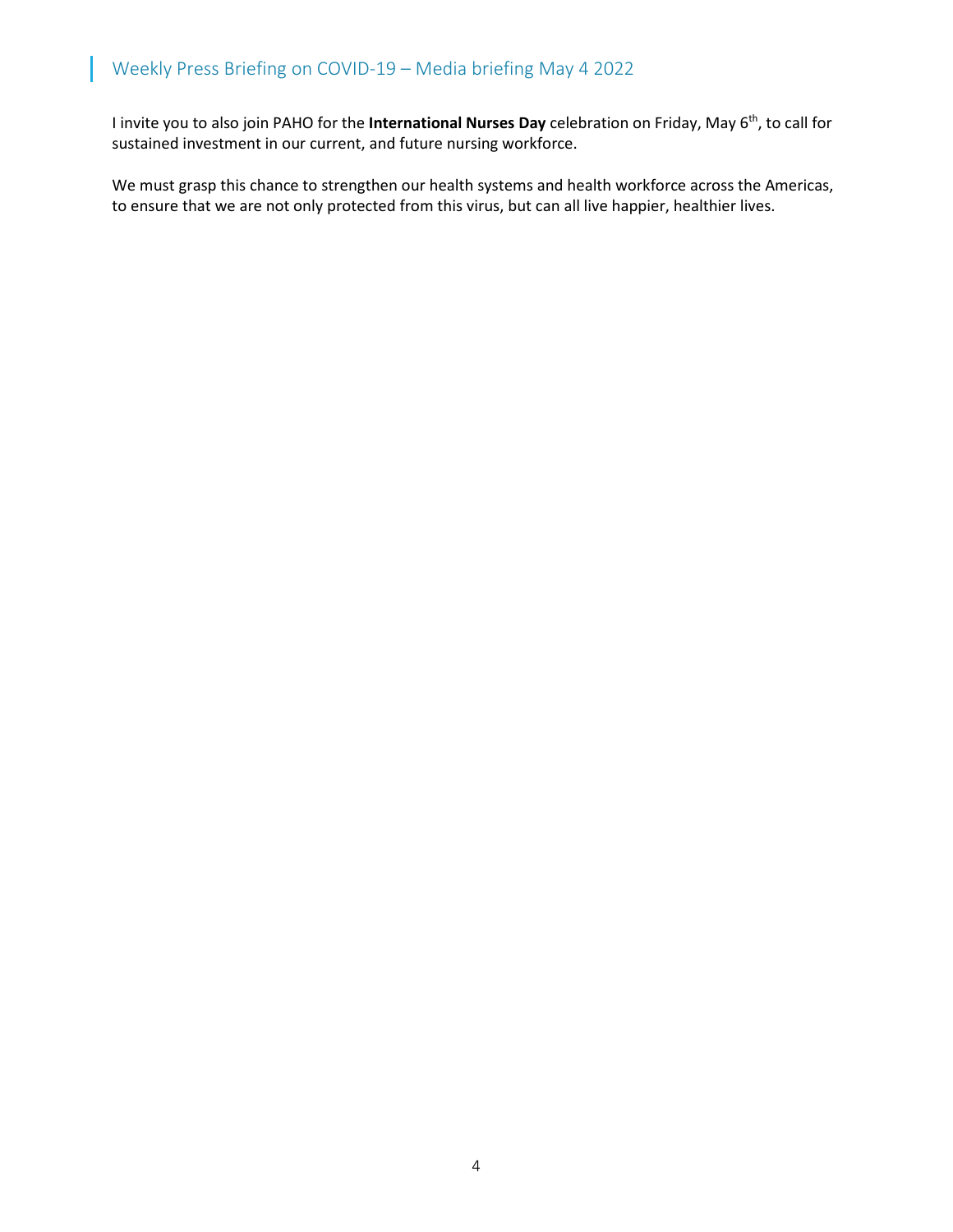I invite you to also join PAHO for the **International Nurses Day** celebration on Friday, May 6th, to call for sustained investment in our current, and future nursing workforce.

We must grasp this chance to strengthen our health systems and health workforce across the Americas, to ensure that we are not only protected from this virus, but can all live happier, healthier lives.